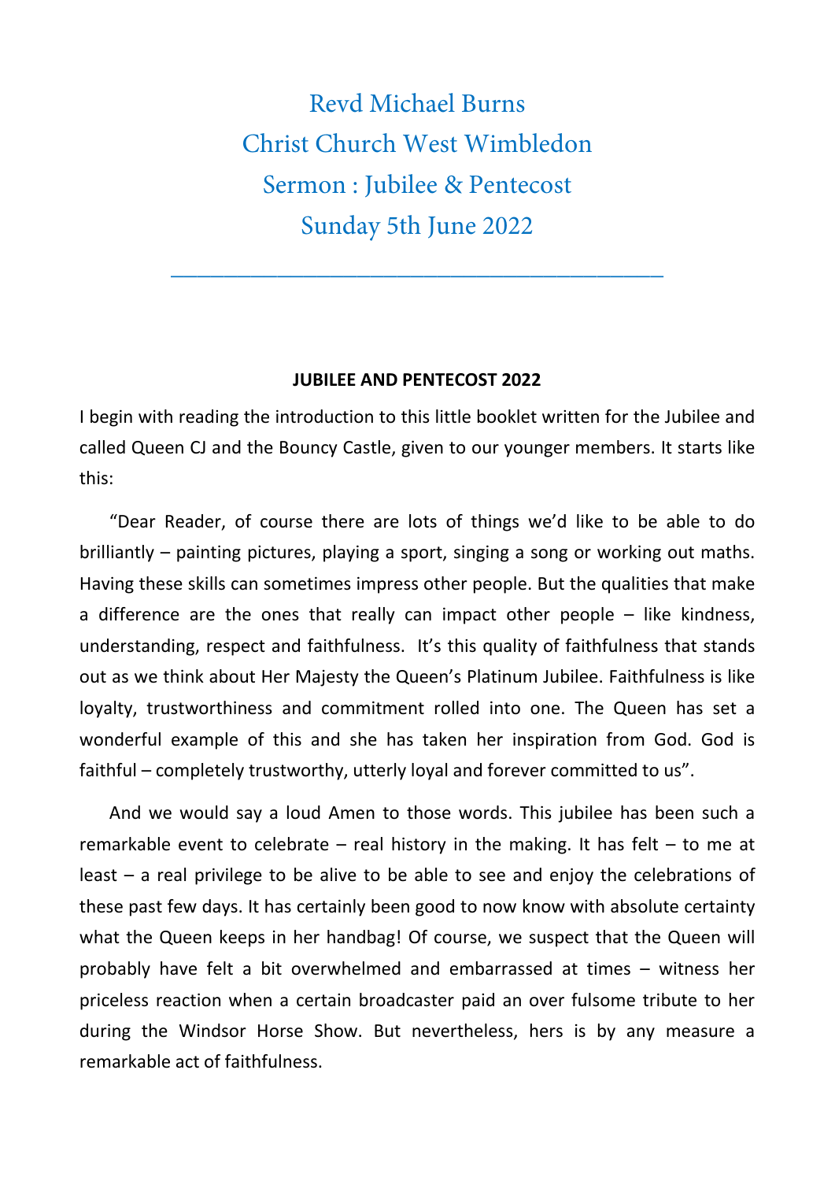# Revd Michael Burns
# Christ Church West Wimbledon
# Sermon : Jubilee & Pentecost
# Sunday 5th June 2022

---

**JUBILEE AND PENTECOST 2022**

I begin with reading the introduction to this little booklet written for the Jubilee and called Queen CJ and the Bouncy Castle, given to our younger members. It starts like this:

"Dear Reader, of course there are lots of things we'd like to be able to do brilliantly – painting pictures, playing a sport, singing a song or working out maths. Having these skills can sometimes impress other people. But the qualities that make a difference are the ones that really can impact other people – like kindness, understanding, respect and faithfulness. It's this quality of faithfulness that stands out as we think about Her Majesty the Queen's Platinum Jubilee. Faithfulness is like loyalty, trustworthiness and commitment rolled into one. The Queen has set a wonderful example of this and she has taken her inspiration from God. God is faithful – completely trustworthy, utterly loyal and forever committed to us".

And we would say a loud Amen to those words. This jubilee has been such a remarkable event to celebrate – real history in the making. It has felt – to me at least – a real privilege to be alive to be able to see and enjoy the celebrations of these past few days. It has certainly been good to now know with absolute certainty what the Queen keeps in her handbag! Of course, we suspect that the Queen will probably have felt a bit overwhelmed and embarrassed at times – witness her priceless reaction when a certain broadcaster paid an over fulsome tribute to her during the Windsor Horse Show. But nevertheless, hers is by any measure a remarkable act of faithfulness.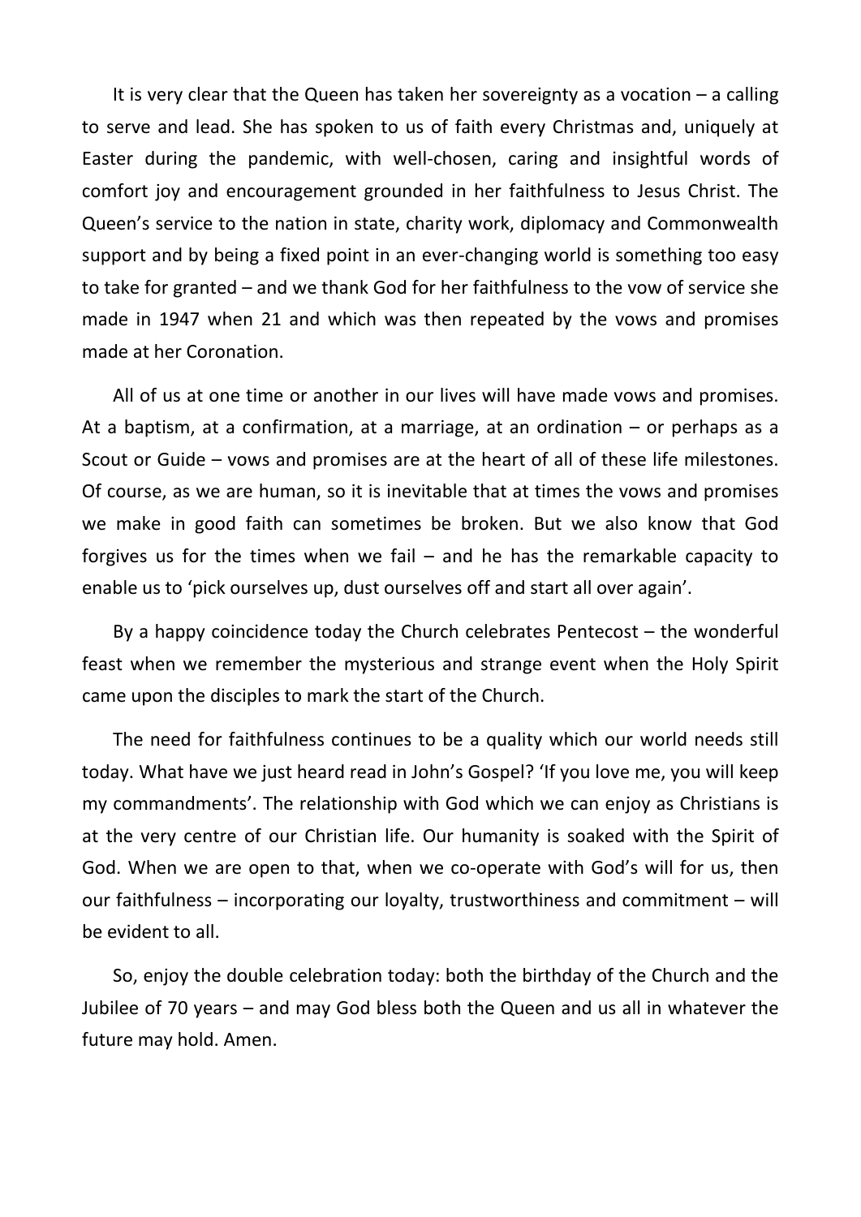It is very clear that the Queen has taken her sovereignty as a vocation – a calling to serve and lead. She has spoken to us of faith every Christmas and, uniquely at Easter during the pandemic, with well-chosen, caring and insightful words of comfort joy and encouragement grounded in her faithfulness to Jesus Christ. The Queen's service to the nation in state, charity work, diplomacy and Commonwealth support and by being a fixed point in an ever-changing world is something too easy to take for granted – and we thank God for her faithfulness to the vow of service she made in 1947 when 21 and which was then repeated by the vows and promises made at her Coronation.

All of us at one time or another in our lives will have made vows and promises. At a baptism, at a confirmation, at a marriage, at an ordination – or perhaps as a Scout or Guide – vows and promises are at the heart of all of these life milestones. Of course, as we are human, so it is inevitable that at times the vows and promises we make in good faith can sometimes be broken. But we also know that God forgives us for the times when we fail – and he has the remarkable capacity to enable us to 'pick ourselves up, dust ourselves off and start all over again'.

By a happy coincidence today the Church celebrates Pentecost – the wonderful feast when we remember the mysterious and strange event when the Holy Spirit came upon the disciples to mark the start of the Church.

The need for faithfulness continues to be a quality which our world needs still today. What have we just heard read in John's Gospel? 'If you love me, you will keep my commandments'. The relationship with God which we can enjoy as Christians is at the very centre of our Christian life. Our humanity is soaked with the Spirit of God. When we are open to that, when we co-operate with God's will for us, then our faithfulness – incorporating our loyalty, trustworthiness and commitment – will be evident to all.

So, enjoy the double celebration today: both the birthday of the Church and the Jubilee of 70 years – and may God bless both the Queen and us all in whatever the future may hold. Amen.